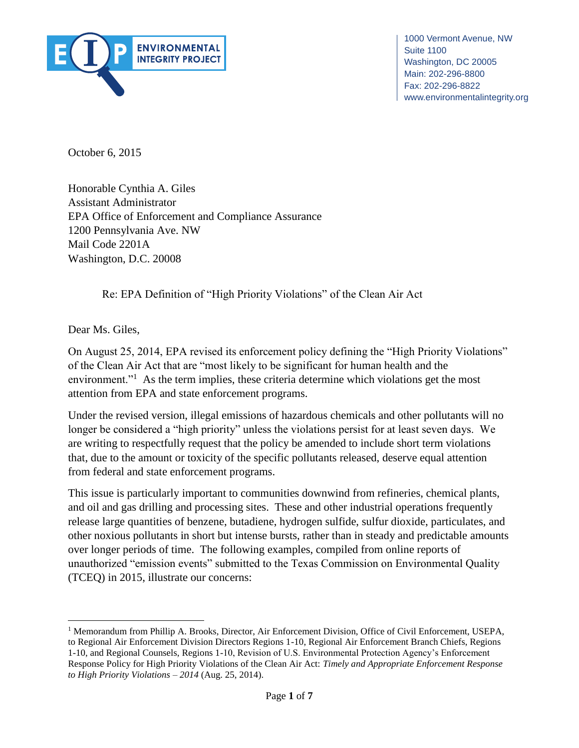ENVIRONMENTAL INTEGRITY PROJECT

1000 Vermont Avenue, NW
Suite 1100
Washington, DC 20005
Main: 202-296-8800
Fax: 202-296-8822
www.environmentalintegrity.org

October 6, 2015

Honorable Cynthia A. Giles
Assistant Administrator
EPA Office of Enforcement and Compliance Assurance
1200 Pennsylvania Ave. NW
Mail Code 2201A
Washington, D.C. 20008

Re: EPA Definition of "High Priority Violations" of the Clean Air Act

Dear Ms. Giles,

On August 25, 2014, EPA revised its enforcement policy defining the "High Priority Violations" of the Clean Air Act that are "most likely to be significant for human health and the environment."[1] As the term implies, these criteria determine which violations get the most attention from EPA and state enforcement programs.

Under the revised version, illegal emissions of hazardous chemicals and other pollutants will no longer be considered a "high priority" unless the violations persist for at least seven days. We are writing to respectfully request that the policy be amended to include short term violations that, due to the amount or toxicity of the specific pollutants released, deserve equal attention from federal and state enforcement programs.

This issue is particularly important to communities downwind from refineries, chemical plants, and oil and gas drilling and processing sites. These and other industrial operations frequently release large quantities of benzene, butadiene, hydrogen sulfide, sulfur dioxide, particulates, and other noxious pollutants in short but intense bursts, rather than in steady and predictable amounts over longer periods of time. The following examples, compiled from online reports of unauthorized "emission events" submitted to the Texas Commission on Environmental Quality (TCEQ) in 2015, illustrate our concerns:

---

[1] Memorandum from Phillip A. Brooks, Director, Air Enforcement Division, Office of Civil Enforcement, USEPA, to Regional Air Enforcement Division Directors Regions 1-10, Regional Air Enforcement Branch Chiefs, Regions 1-10, and Regional Counsels, Regions 1-10, Revision of U.S. Environmental Protection Agency's Enforcement Response Policy for High Priority Violations of the Clean Air Act: *Timely and Appropriate Enforcement Response to High Priority Violations – 2014* (Aug. 25, 2014).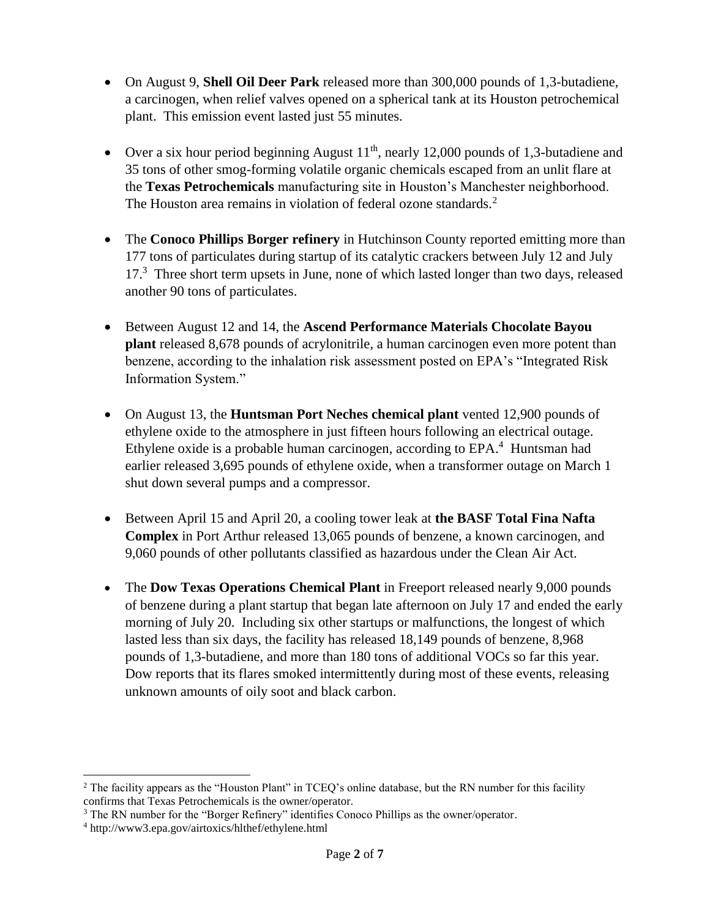- On August 9, **Shell Oil Deer Park** released more than 300,000 pounds of 1,3-butadiene, a carcinogen, when relief valves opened on a spherical tank at its Houston petrochemical plant. This emission event lasted just 55 minutes.

- Over a six hour period beginning August 11th, nearly 12,000 pounds of 1,3-butadiene and 35 tons of other smog-forming volatile organic chemicals escaped from an unlit flare at the **Texas Petrochemicals** manufacturing site in Houston's Manchester neighborhood. The Houston area remains in violation of federal ozone standards.[2]

- The **Conoco Phillips Borger refinery** in Hutchinson County reported emitting more than 177 tons of particulates during startup of its catalytic crackers between July 12 and July 17.[3] Three short term upsets in June, none of which lasted longer than two days, released another 90 tons of particulates.

- Between August 12 and 14, the **Ascend Performance Materials Chocolate Bayou plant** released 8,678 pounds of acrylonitrile, a human carcinogen even more potent than benzene, according to the inhalation risk assessment posted on EPA's "Integrated Risk Information System."

- On August 13, the **Huntsman Port Neches chemical plant** vented 12,900 pounds of ethylene oxide to the atmosphere in just fifteen hours following an electrical outage. Ethylene oxide is a probable human carcinogen, according to EPA.[4] Huntsman had earlier released 3,695 pounds of ethylene oxide, when a transformer outage on March 1 shut down several pumps and a compressor.

- Between April 15 and April 20, a cooling tower leak at **the BASF Total Fina Nafta Complex** in Port Arthur released 13,065 pounds of benzene, a known carcinogen, and 9,060 pounds of other pollutants classified as hazardous under the Clean Air Act.

- The **Dow Texas Operations Chemical Plant** in Freeport released nearly 9,000 pounds of benzene during a plant startup that began late afternoon on July 17 and ended the early morning of July 20. Including six other startups or malfunctions, the longest of which lasted less than six days, the facility has released 18,149 pounds of benzene, 8,968 pounds of 1,3-butadiene, and more than 180 tons of additional VOCs so far this year. Dow reports that its flares smoked intermittently during most of these events, releasing unknown amounts of oily soot and black carbon.

---

[2] The facility appears as the "Houston Plant" in TCEQ's online database, but the RN number for this facility confirms that Texas Petrochemicals is the owner/operator.

[3] The RN number for the "Borger Refinery" identifies Conoco Phillips as the owner/operator.

[4] http://www3.epa.gov/airtoxics/hlthef/ethylene.html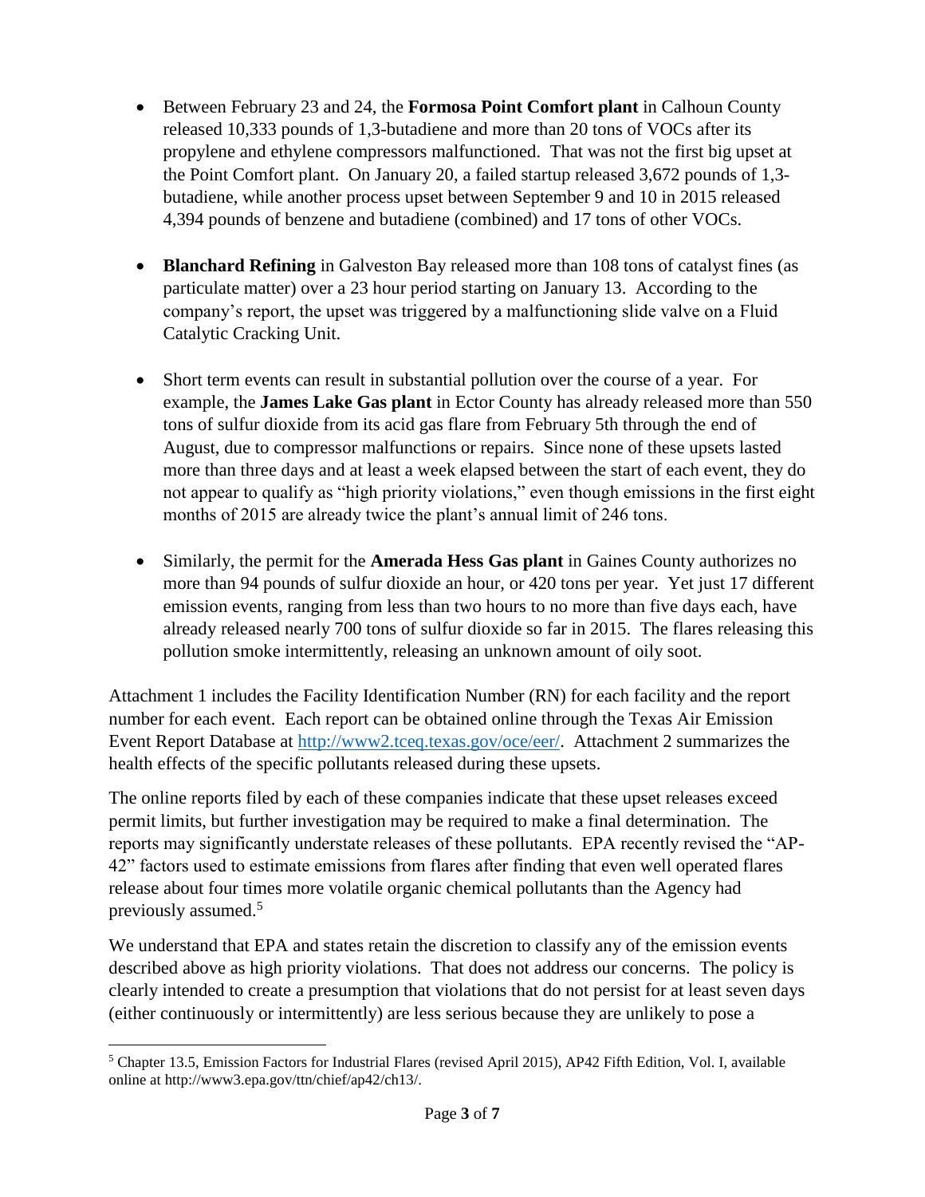- Between February 23 and 24, the **Formosa Point Comfort plant** in Calhoun County released 10,333 pounds of 1,3-butadiene and more than 20 tons of VOCs after its propylene and ethylene compressors malfunctioned. That was not the first big upset at the Point Comfort plant. On January 20, a failed startup released 3,672 pounds of 1,3-butadiene, while another process upset between September 9 and 10 in 2015 released 4,394 pounds of benzene and butadiene (combined) and 17 tons of other VOCs.

- **Blanchard Refining** in Galveston Bay released more than 108 tons of catalyst fines (as particulate matter) over a 23 hour period starting on January 13. According to the company's report, the upset was triggered by a malfunctioning slide valve on a Fluid Catalytic Cracking Unit.

- Short term events can result in substantial pollution over the course of a year. For example, the **James Lake Gas plant** in Ector County has already released more than 550 tons of sulfur dioxide from its acid gas flare from February 5th through the end of August, due to compressor malfunctions or repairs. Since none of these upsets lasted more than three days and at least a week elapsed between the start of each event, they do not appear to qualify as "high priority violations," even though emissions in the first eight months of 2015 are already twice the plant's annual limit of 246 tons.

- Similarly, the permit for the **Amerada Hess Gas plant** in Gaines County authorizes no more than 94 pounds of sulfur dioxide an hour, or 420 tons per year. Yet just 17 different emission events, ranging from less than two hours to no more than five days each, have already released nearly 700 tons of sulfur dioxide so far in 2015. The flares releasing this pollution smoke intermittently, releasing an unknown amount of oily soot.

Attachment 1 includes the Facility Identification Number (RN) for each facility and the report number for each event. Each report can be obtained online through the Texas Air Emission Event Report Database at http://www2.tceq.texas.gov/oce/eer/. Attachment 2 summarizes the health effects of the specific pollutants released during these upsets.

The online reports filed by each of these companies indicate that these upset releases exceed permit limits, but further investigation may be required to make a final determination. The reports may significantly understate releases of these pollutants. EPA recently revised the "AP-42" factors used to estimate emissions from flares after finding that even well operated flares release about four times more volatile organic chemical pollutants than the Agency had previously assumed.[5]

We understand that EPA and states retain the discretion to classify any of the emission events described above as high priority violations. That does not address our concerns. The policy is clearly intended to create a presumption that violations that do not persist for at least seven days (either continuously or intermittently) are less serious because they are unlikely to pose a

[5] Chapter 13.5, Emission Factors for Industrial Flares (revised April 2015), AP42 Fifth Edition, Vol. I, available online at http://www3.epa.gov/ttn/chief/ap42/ch13/.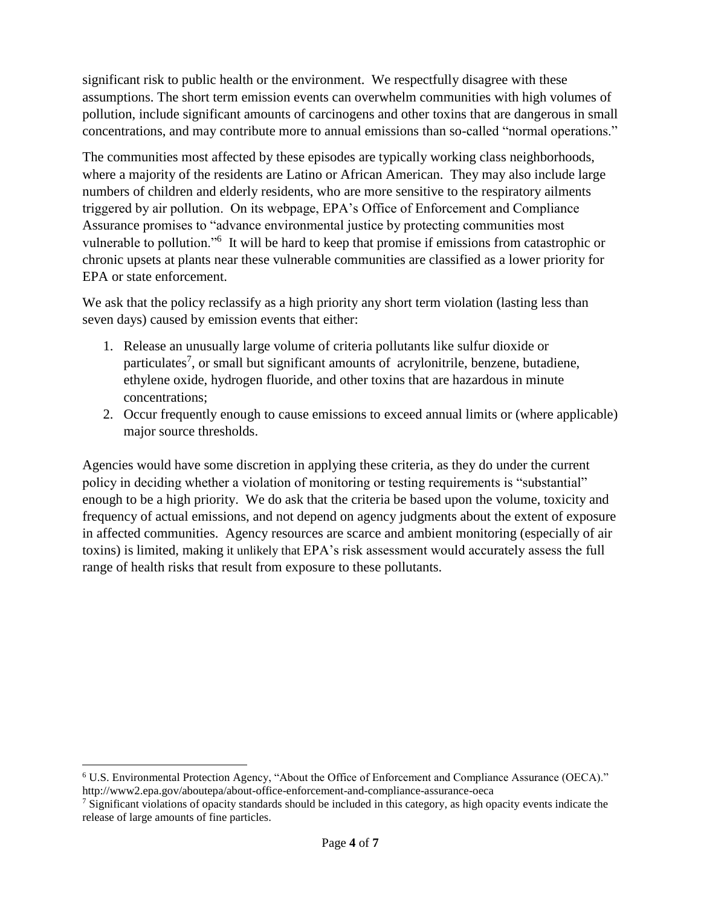significant risk to public health or the environment. We respectfully disagree with these assumptions. The short term emission events can overwhelm communities with high volumes of pollution, include significant amounts of carcinogens and other toxins that are dangerous in small concentrations, and may contribute more to annual emissions than so-called "normal operations."

The communities most affected by these episodes are typically working class neighborhoods, where a majority of the residents are Latino or African American. They may also include large numbers of children and elderly residents, who are more sensitive to the respiratory ailments triggered by air pollution. On its webpage, EPA's Office of Enforcement and Compliance Assurance promises to "advance environmental justice by protecting communities most vulnerable to pollution."[6] It will be hard to keep that promise if emissions from catastrophic or chronic upsets at plants near these vulnerable communities are classified as a lower priority for EPA or state enforcement.

We ask that the policy reclassify as a high priority any short term violation (lasting less than seven days) caused by emission events that either:

1. Release an unusually large volume of criteria pollutants like sulfur dioxide or particulates[7], or small but significant amounts of acrylonitrile, benzene, butadiene, ethylene oxide, hydrogen fluoride, and other toxins that are hazardous in minute concentrations;
2. Occur frequently enough to cause emissions to exceed annual limits or (where applicable) major source thresholds.

Agencies would have some discretion in applying these criteria, as they do under the current policy in deciding whether a violation of monitoring or testing requirements is "substantial" enough to be a high priority. We do ask that the criteria be based upon the volume, toxicity and frequency of actual emissions, and not depend on agency judgments about the extent of exposure in affected communities. Agency resources are scarce and ambient monitoring (especially of air toxins) is limited, making it unlikely that EPA's risk assessment would accurately assess the full range of health risks that result from exposure to these pollutants.

---

[6] U.S. Environmental Protection Agency, "About the Office of Enforcement and Compliance Assurance (OECA)." http://www2.epa.gov/aboutepa/about-office-enforcement-and-compliance-assurance-oeca

[7] Significant violations of opacity standards should be included in this category, as high opacity events indicate the release of large amounts of fine particles.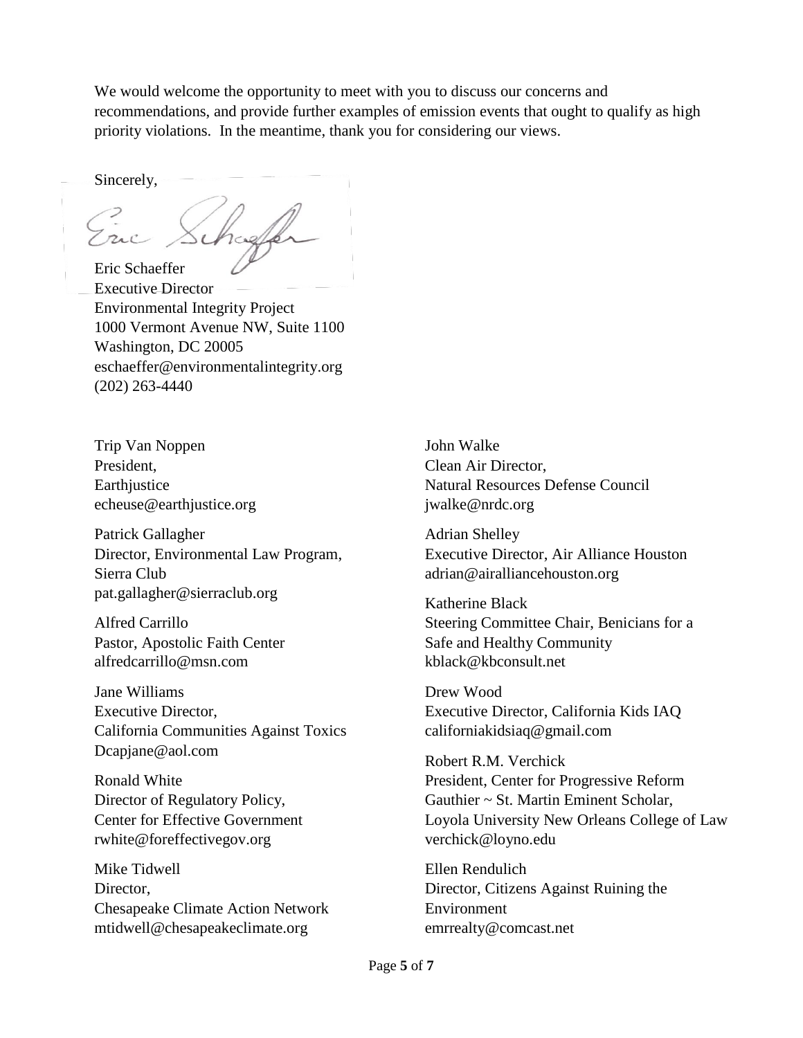We would welcome the opportunity to meet with you to discuss our concerns and recommendations, and provide further examples of emission events that ought to qualify as high priority violations. In the meantime, thank you for considering our views.

Sincerely,

Eric Schaeffer
Executive Director
Environmental Integrity Project
1000 Vermont Avenue NW, Suite 1100
Washington, DC 20005
eschaeffer@environmentalintegrity.org
(202) 263-4440

Trip Van Noppen
President,
Earthjustice
echeuse@earthjustice.org

Patrick Gallagher
Director, Environmental Law Program,
Sierra Club
pat.gallagher@sierraclub.org

Alfred Carrillo
Pastor, Apostolic Faith Center
alfredcarrillo@msn.com

Jane Williams
Executive Director,
California Communities Against Toxics
Dcapjane@aol.com

Ronald White
Director of Regulatory Policy,
Center for Effective Government
rwhite@foreffectivegov.org

Mike Tidwell
Director,
Chesapeake Climate Action Network
mtidwell@chesapeakeclimate.org

John Walke
Clean Air Director,
Natural Resources Defense Council
jwalke@nrdc.org

Adrian Shelley
Executive Director, Air Alliance Houston
adrian@airalliancehouston.org

Katherine Black
Steering Committee Chair, Benicians for a Safe and Healthy Community
kblack@kbconsult.net

Drew Wood
Executive Director, California Kids IAQ
californiakidsiaq@gmail.com

Robert R.M. Verchick
President, Center for Progressive Reform
Gauthier ~ St. Martin Eminent Scholar,
Loyola University New Orleans College of Law
verchick@loyno.edu

Ellen Rendulich
Director, Citizens Against Ruining the Environment
emrrealty@comcast.net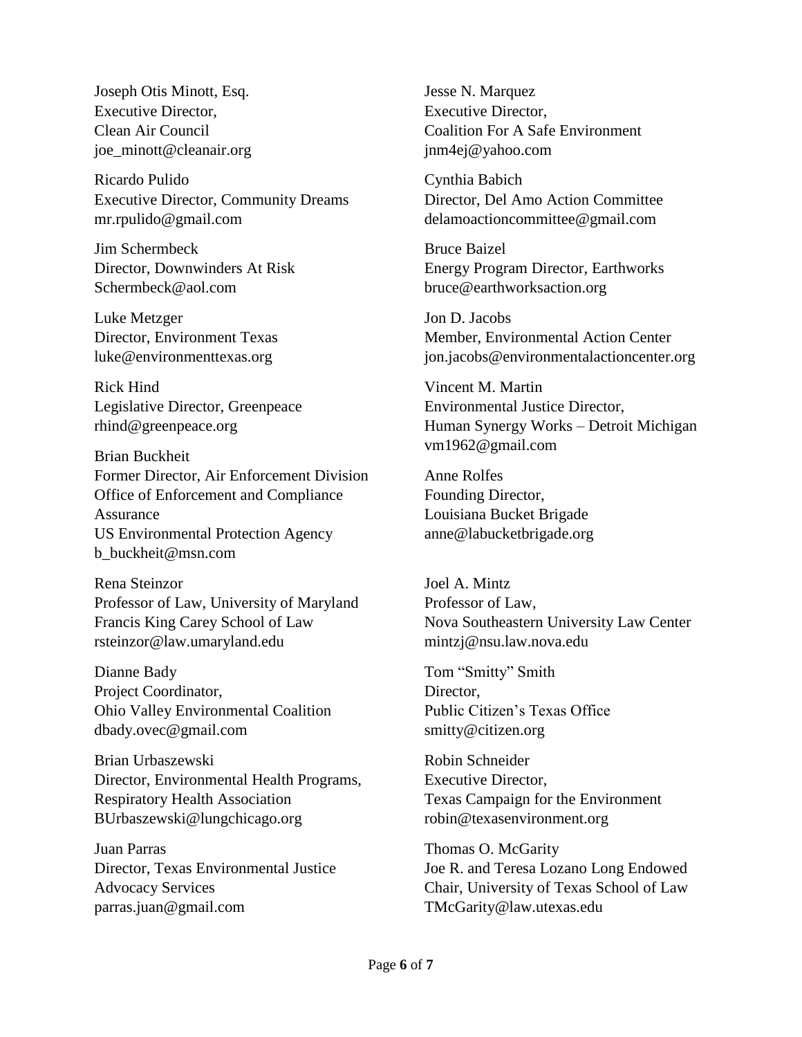Joseph Otis Minott, Esq.
Executive Director,
Clean Air Council
joe_minott@cleanair.org

Jesse N. Marquez
Executive Director,
Coalition For A Safe Environment
jnm4ej@yahoo.com

Ricardo Pulido
Executive Director, Community Dreams
mr.rpulido@gmail.com

Cynthia Babich
Director, Del Amo Action Committee
delamoactioncommittee@gmail.com

Jim Schermbeck
Director, Downwinders At Risk
Schermbeck@aol.com

Bruce Baizel
Energy Program Director, Earthworks
bruce@earthworksaction.org

Luke Metzger
Director, Environment Texas
luke@environmenttexas.org

Jon D. Jacobs
Member, Environmental Action Center
jon.jacobs@environmentalactioncenter.org

Rick Hind
Legislative Director, Greenpeace
rhind@greenpeace.org

Vincent M. Martin
Environmental Justice Director,
Human Synergy Works – Detroit Michigan
vm1962@gmail.com

Brian Buckheit
Former Director, Air Enforcement Division
Office of Enforcement and Compliance Assurance
US Environmental Protection Agency
b_buckheit@msn.com

Anne Rolfes
Founding Director,
Louisiana Bucket Brigade
anne@labucketbrigade.org

Rena Steinzor
Professor of Law, University of Maryland
Francis King Carey School of Law
rsteinzor@law.umaryland.edu

Joel A. Mintz
Professor of Law,
Nova Southeastern University Law Center
mintzj@nsu.law.nova.edu

Dianne Bady
Project Coordinator,
Ohio Valley Environmental Coalition
dbady.ovec@gmail.com

Tom "Smitty" Smith
Director,
Public Citizen's Texas Office
smitty@citizen.org

Brian Urbaszewski
Director, Environmental Health Programs,
Respiratory Health Association
BUrbaszewski@lungchicago.org

Robin Schneider
Executive Director,
Texas Campaign for the Environment
robin@texasenvironment.org

Juan Parras
Director, Texas Environmental Justice Advocacy Services
parras.juan@gmail.com

Thomas O. McGarity
Joe R. and Teresa Lozano Long Endowed Chair, University of Texas School of Law
TMcGarity@law.utexas.edu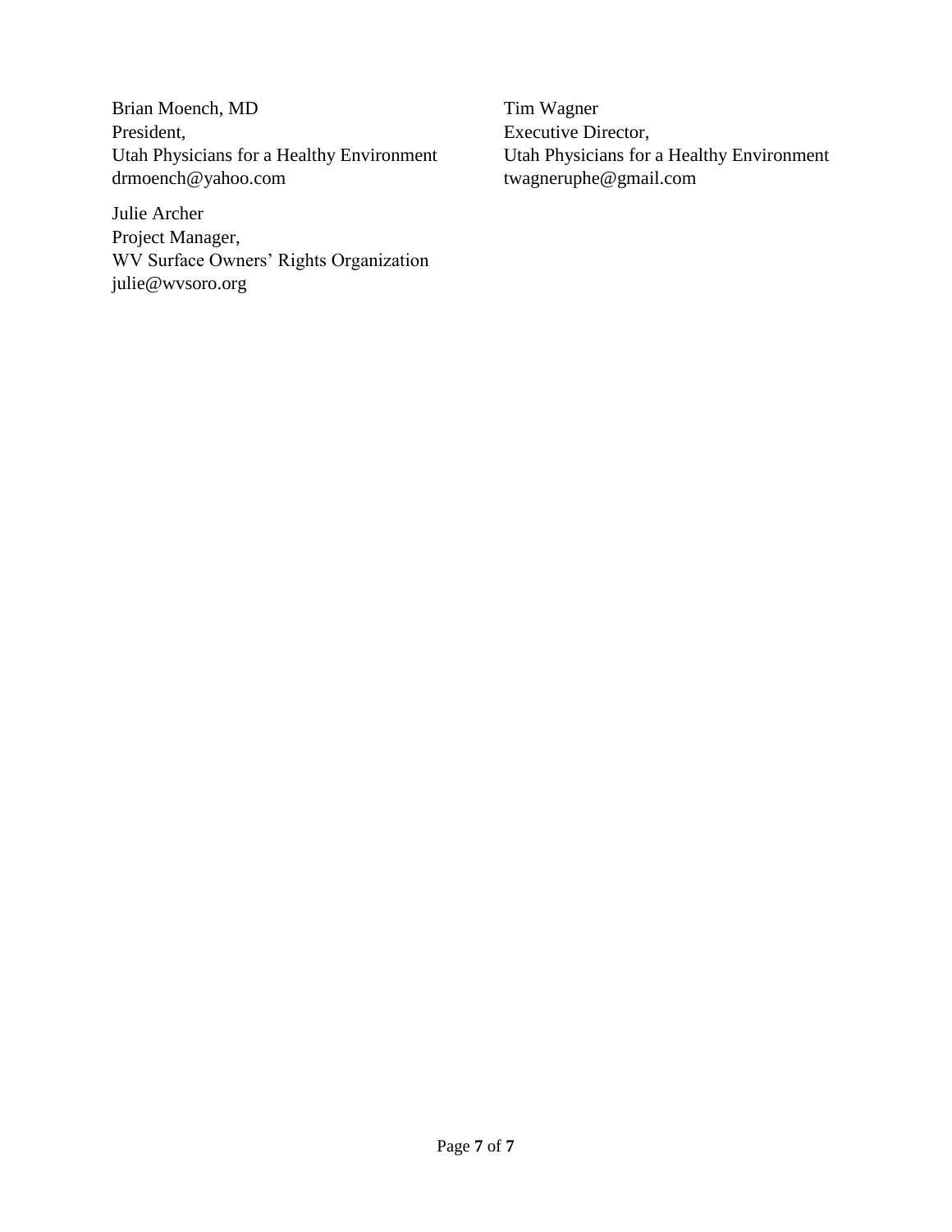Brian Moench, MD
President,
Utah Physicians for a Healthy Environment
drmoench@yahoo.com

Tim Wagner
Executive Director,
Utah Physicians for a Healthy Environment
twagneruphe@gmail.com

Julie Archer
Project Manager,
WV Surface Owners' Rights Organization
julie@wvsoro.org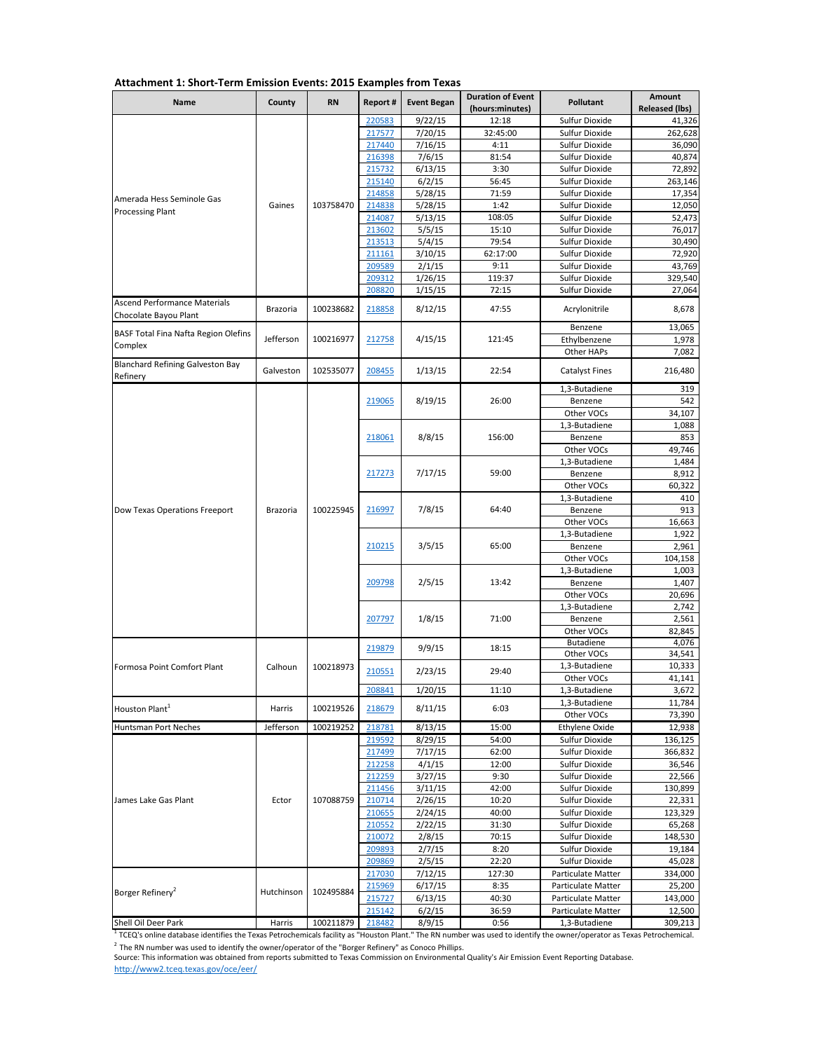**Attachment 1: Short-Term Emission Events: 2015 Examples from Texas**

| Name | County | RN | Report # | Event Began | Duration of Event (hours:minutes) | Pollutant | Amount Released (lbs) |
|---|---|---|---|---|---|---|---|
| Amerada Hess Seminole Gas Processing Plant | Gaines | 103758470 | 220583 | 9/22/15 | 12:18 | Sulfur Dioxide | 41,326 |
| | | | 217577 | 7/20/15 | 32:45:00 | Sulfur Dioxide | 262,628 |
| | | | 217440 | 7/16/15 | 4:11 | Sulfur Dioxide | 36,090 |
| | | | 216398 | 7/6/15 | 81:54 | Sulfur Dioxide | 40,874 |
| | | | 215732 | 6/13/15 | 3:30 | Sulfur Dioxide | 72,892 |
| | | | 215140 | 6/2/15 | 56:45 | Sulfur Dioxide | 263,146 |
| | | | 214858 | 5/28/15 | 71:59 | Sulfur Dioxide | 17,354 |
| | | | 214838 | 5/28/15 | 1:42 | Sulfur Dioxide | 12,050 |
| | | | 214087 | 5/13/15 | 108:05 | Sulfur Dioxide | 52,473 |
| | | | 213602 | 5/5/15 | 15:10 | Sulfur Dioxide | 76,017 |
| | | | 213513 | 5/4/15 | 79:54 | Sulfur Dioxide | 30,490 |
| | | | 211161 | 3/10/15 | 62:17:00 | Sulfur Dioxide | 72,920 |
| | | | 209589 | 2/1/15 | 9:11 | Sulfur Dioxide | 43,769 |
| | | | 209312 | 1/26/15 | 119:37 | Sulfur Dioxide | 329,540 |
| | | | 208820 | 1/15/15 | 72:15 | Sulfur Dioxide | 27,064 |
| Ascend Performance Materials Chocolate Bayou Plant | Brazoria | 100238682 | 218858 | 8/12/15 | 47:55 | Acrylonitrile | 8,678 |
| BASF Total Fina Nafta Region Olefins Complex | Jefferson | 100216977 | 212758 | 4/15/15 | 121:45 | Benzene | 13,065 |
| | | | | | | Ethylbenzene | 1,978 |
| | | | | | | Other HAPs | 7,082 |
| Blanchard Refining Galveston Bay Refinery | Galveston | 102535077 | 208455 | 1/13/15 | 22:54 | Catalyst Fines | 216,480 |
| Dow Texas Operations Freeport | Brazoria | 100225945 | 219065 | 8/19/15 | 26:00 | 1,3-Butadiene | 319 |
| | | | | | | Benzene | 542 |
| | | | | | | Other VOCs | 34,107 |
| | | | 218061 | 8/8/15 | 156:00 | 1,3-Butadiene | 1,088 |
| | | | | | | Benzene | 853 |
| | | | | | | Other VOCs | 49,746 |
| | | | 217273 | 7/17/15 | 59:00 | 1,3-Butadiene | 1,484 |
| | | | | | | Benzene | 8,912 |
| | | | | | | Other VOCs | 60,322 |
| | | | 216997 | 7/8/15 | 64:40 | 1,3-Butadiene | 410 |
| | | | | | | Benzene | 913 |
| | | | | | | Other VOCs | 16,663 |
| | | | 210215 | 3/5/15 | 65:00 | 1,3-Butadiene | 1,922 |
| | | | | | | Benzene | 2,961 |
| | | | | | | Other VOCs | 104,158 |
| | | | 209798 | 2/5/15 | 13:42 | 1,3-Butadiene | 1,003 |
| | | | | | | Benzene | 1,407 |
| | | | | | | Other VOCs | 20,696 |
| | | | 207797 | 1/8/15 | 71:00 | 1,3-Butadiene | 2,742 |
| | | | | | | Benzene | 2,561 |
| | | | | | | Other VOCs | 82,845 |
| Formosa Point Comfort Plant | Calhoun | 100218973 | 219879 | 9/9/15 | 18:15 | Butadiene | 4,076 |
| | | | | | | Other VOCs | 34,541 |
| | | | 210551 | 2/23/15 | 29:40 | 1,3-Butadiene | 10,333 |
| | | | | | | Other VOCs | 41,141 |
| | | | 208841 | 1/20/15 | 11:10 | 1,3-Butadiene | 3,672 |
| Houston Plant[1] | Harris | 100219526 | 218679 | 8/11/15 | 6:03 | 1,3-Butadiene | 11,784 |
| | | | | | | Other VOCs | 73,390 |
| Huntsman Port Neches | Jefferson | 100219252 | 218781 | 8/13/15 | 15:00 | Ethylene Oxide | 12,938 |
| James Lake Gas Plant | Ector | 107088759 | 219592 | 8/29/15 | 54:00 | Sulfur Dioxide | 136,125 |
| | | | 217499 | 7/17/15 | 62:00 | Sulfur Dioxide | 366,832 |
| | | | 212258 | 4/1/15 | 12:00 | Sulfur Dioxide | 36,546 |
| | | | 212259 | 3/27/15 | 9:30 | Sulfur Dioxide | 22,566 |
| | | | 211456 | 3/11/15 | 42:00 | Sulfur Dioxide | 130,899 |
| | | | 210714 | 2/26/15 | 10:20 | Sulfur Dioxide | 22,331 |
| | | | 210655 | 2/24/15 | 40:00 | Sulfur Dioxide | 123,329 |
| | | | 210552 | 2/22/15 | 31:30 | Sulfur Dioxide | 65,268 |
| | | | 210072 | 2/8/15 | 70:15 | Sulfur Dioxide | 148,530 |
| | | | 209893 | 2/7/15 | 8:20 | Sulfur Dioxide | 19,184 |
| | | | 209869 | 2/5/15 | 22:20 | Sulfur Dioxide | 45,028 |
| Borger Refinery[2] | Hutchinson | 102495884 | 217030 | 7/12/15 | 127:30 | Particulate Matter | 334,000 |
| | | | 215969 | 6/17/15 | 8:35 | Particulate Matter | 25,200 |
| | | | 215727 | 6/13/15 | 40:30 | Particulate Matter | 143,000 |
| | | | 215142 | 6/2/15 | 36:59 | Particulate Matter | 12,500 |
| Shell Oil Deer Park | Harris | 100211879 | 218482 | 8/9/15 | 0:56 | 1,3-Butadiene | 309,213 |

[1] TCEQ's online database identifies the Texas Petrochemicals facility as "Houston Plant." The RN number was used to identify the owner/operator as Texas Petrochemical.

[2] The RN number was used to identify the owner/operator of the "Borger Refinery" as Conoco Phillips.

Source: This information was obtained from reports submitted to Texas Commission on Environmental Quality's Air Emission Event Reporting Database.

http://www2.tceq.texas.gov/oce/eer/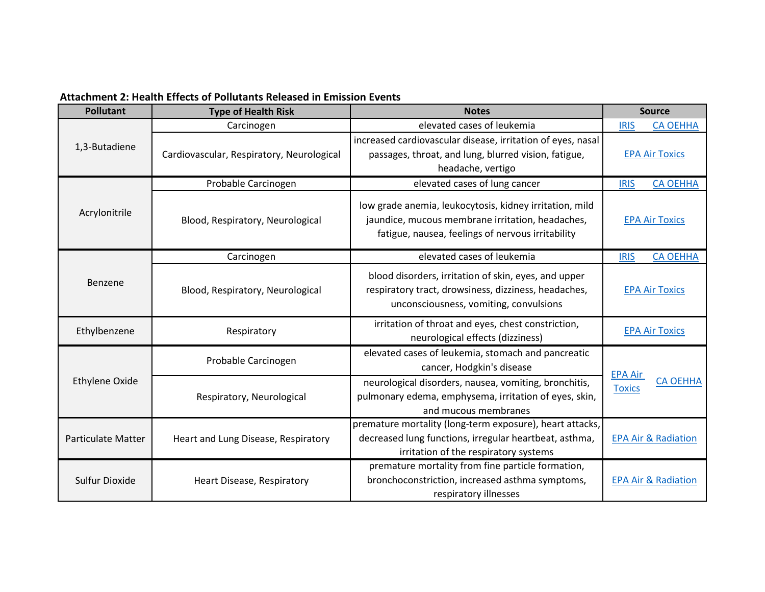**Attachment 2: Health Effects of Pollutants Released in Emission Events**

| Pollutant | Type of Health Risk | Notes | Source |
|---|---|---|---|
| 1,3-Butadiene | Carcinogen | elevated cases of leukemia | IRIS CA OEHHA |
| | Cardiovascular, Respiratory, Neurological | increased cardiovascular disease, irritation of eyes, nasal passages, throat, and lung, blurred vision, fatigue, headache, vertigo | EPA Air Toxics |
| Acrylonitrile | Probable Carcinogen | elevated cases of lung cancer | IRIS CA OEHHA |
| | Blood, Respiratory, Neurological | low grade anemia, leukocytosis, kidney irritation, mild jaundice, mucous membrane irritation, headaches, fatigue, nausea, feelings of nervous irritability | EPA Air Toxics |
| Benzene | Carcinogen | elevated cases of leukemia | IRIS CA OEHHA |
| | Blood, Respiratory, Neurological | blood disorders, irritation of skin, eyes, and upper respiratory tract, drowsiness, dizziness, headaches, unconsciousness, vomiting, convulsions | EPA Air Toxics |
| Ethylbenzene | Respiratory | irritation of throat and eyes, chest constriction, neurological effects (dizziness) | EPA Air Toxics |
| Ethylene Oxide | Probable Carcinogen | elevated cases of leukemia, stomach and pancreatic cancer, Hodgkin's disease | EPA Air Toxics CA OEHHA |
| | Respiratory, Neurological | neurological disorders, nausea, vomiting, bronchitis, pulmonary edema, emphysema, irritation of eyes, skin, and mucous membranes | |
| Particulate Matter | Heart and Lung Disease, Respiratory | premature mortality (long-term exposure), heart attacks, decreased lung functions, irregular heartbeat, asthma, irritation of the respiratory systems | EPA Air & Radiation |
| Sulfur Dioxide | Heart Disease, Respiratory | premature mortality from fine particle formation, bronchoconstriction, increased asthma symptoms, respiratory illnesses | EPA Air & Radiation |